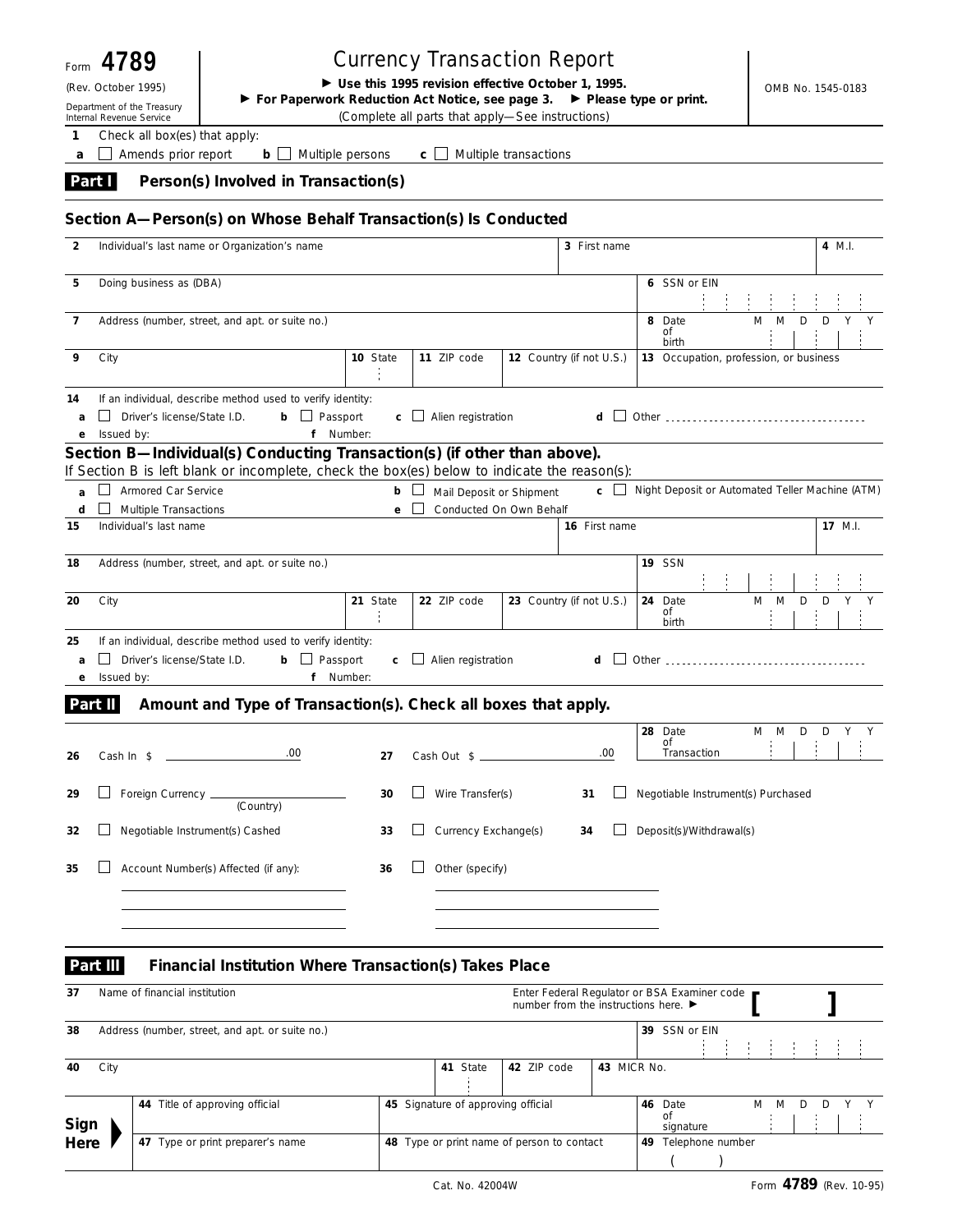Form **4789**

(Rev. October 1995)

Department of the Treasury
Internal Revenue Service

# Currency Transaction Report

▶ **Use this 1995 revision effective October 1, 1995.**
▶ **For Paperwork Reduction Act Notice, see page 3.** ▶ **Please type or print.**
(Complete all parts that apply—See instructions)

OMB No. 1545-0183

**1** Check all box(es) that apply:

**a** ☐ Amends prior report **b** ☐ Multiple persons **c** ☐ Multiple transactions

## Part I Person(s) Involved in Transaction(s)

### Section A—Person(s) on Whose Behalf Transaction(s) Is Conducted

| | | | | |
|---|---|---|---|---|
| **2** Individual's last name or Organization's name | | | **3** First name | **4** M.I. |
| **5** Doing business as (DBA) | | | **6** SSN or EIN | |
| **7** Address (number, street, and apt. or suite no.) | | | **8** Date of birth M M D D Y Y | |
| **9** City | **10** State | **11** ZIP code | **12** Country (if not U.S.) | **13** Occupation, profession, or business |

**14** If an individual, describe method used to verify identity:

**a** ☐ Driver's license/State I.D. **b** ☐ Passport **c** ☐ Alien registration **d** ☐ Other ..................

**e** Issued by: **f** Number:

### Section B—Individual(s) Conducting Transaction(s) (if other than above).

If Section B is left blank or incomplete, check the box(es) below to indicate the reason(s):

**a** ☐ Armored Car Service **b** ☐ Mail Deposit or Shipment **c** ☐ Night Deposit or Automated Teller Machine (ATM)

**d** ☐ Multiple Transactions **e** ☐ Conducted On Own Behalf

| | | | | |
|---|---|---|---|---|
| **15** Individual's last name | | | **16** First name | **17** M.I. |
| **18** Address (number, street, and apt. or suite no.) | | | **19** SSN | |
| **20** City | **21** State | **22** ZIP code | **23** Country (if not U.S.) | **24** Date of birth M M D D Y Y |

**25** If an individual, describe method used to verify identity:

**a** ☐ Driver's license/State I.D. **b** ☐ Passport **c** ☐ Alien registration **d** ☐ Other ..................

**e** Issued by: **f** Number:

## Part II Amount and Type of Transaction(s). Check all boxes that apply.

**26** Cash In $ ____________ .00 **27** Cash Out $ ____________ .00 **28** Date of Transaction M M D D Y Y

**29** ☐ Foreign Currency ____________ (Country) **30** ☐ Wire Transfer(s) **31** ☐ Negotiable Instrument(s) Purchased

**32** ☐ Negotiable Instrument(s) Cashed **33** ☐ Currency Exchange(s) **34** ☐ Deposit(s)/Withdrawal(s)

**35** ☐ Account Number(s) Affected (if any): **36** ☐ Other (specify)

## Part III Financial Institution Where Transaction(s) Takes Place

| | | | | |
|---|---|---|---|---|
| **37** Name of financial institution | | Enter Federal Regulator or BSA Examiner code number from the instructions here. ▶ [ ] | | |
| **38** Address (number, street, and apt. or suite no.) | | | | **39** SSN or EIN |
| **40** City | **41** State | **42** ZIP code | **43** MICR No. | |

**Sign Here** ▶

| | | |
|---|---|---|
| **44** Title of approving official | **45** Signature of approving official | **46** Date of signature M M D D Y Y |
| **47** Type or print preparer's name | **48** Type or print name of person to contact | **49** Telephone number ( ) |

Cat. No. 42004W

Form **4789** (Rev. 10-95)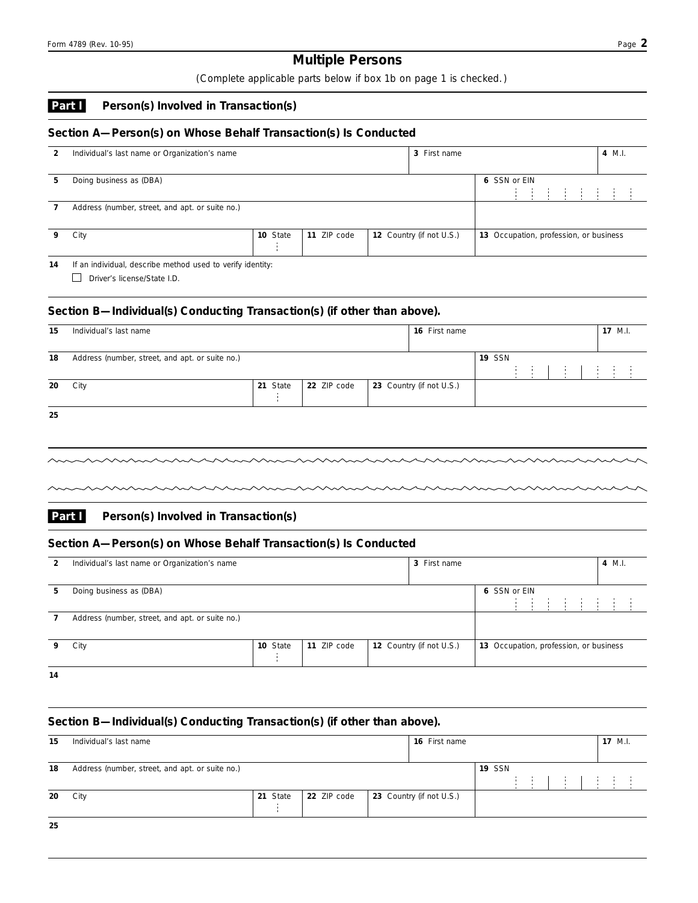# Multiple Persons

(Complete applicable parts below if box 1b on page 1 is checked.)

## Part I Person(s) Involved in Transaction(s)

### Section A—Person(s) on Whose Behalf Transaction(s) Is Conducted

| | | | | | |
|---|---|---|---|---|---|
| **2** Individual's last name or Organization's name | | | | **3** First name | **4** M.I. |
| **5** Doing business as (DBA) | | | | **6** SSN or EIN | |
| **7** Address (number, street, and apt. or suite no.) | | | | | |
| **9** City | **10** State | **11** ZIP code | **12** Country (if not U.S.) | **13** Occupation, profession, or business | |

**14** If an individual, describe method used to verify identity:

☐ Driver's license/State I.D.

### Section B—Individual(s) Conducting Transaction(s) (if other than above).

| | | | | | |
|---|---|---|---|---|---|
| **15** Individual's last name | | | | **16** First name | **17** M.I. |
| **18** Address (number, street, and apt. or suite no.) | | | | **19** SSN | |
| **20** City | **21** State | **22** ZIP code | **23** Country (if not U.S.) | | |

**25**

---

## Part I Person(s) Involved in Transaction(s)

### Section A—Person(s) on Whose Behalf Transaction(s) Is Conducted

| | | | | | |
|---|---|---|---|---|---|
| **2** Individual's last name or Organization's name | | | | **3** First name | **4** M.I. |
| **5** Doing business as (DBA) | | | | **6** SSN or EIN | |
| **7** Address (number, street, and apt. or suite no.) | | | | | |
| **9** City | **10** State | **11** ZIP code | **12** Country (if not U.S.) | **13** Occupation, profession, or business | |

**14**

### Section B—Individual(s) Conducting Transaction(s) (if other than above).

| | | | | | |
|---|---|---|---|---|---|
| **15** Individual's last name | | | | **16** First name | **17** M.I. |
| **18** Address (number, street, and apt. or suite no.) | | | | **19** SSN | |
| **20** City | **21** State | **22** ZIP code | **23** Country (if not U.S.) | | |

**25**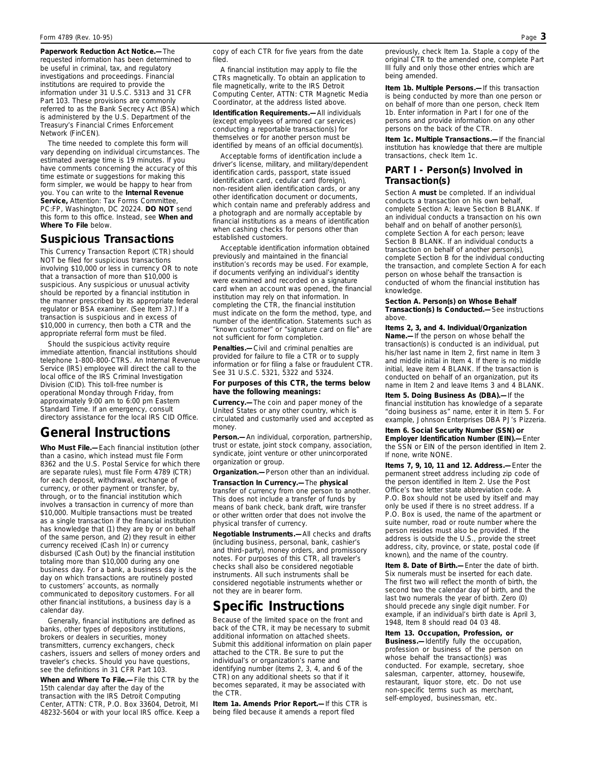**Paperwork Reduction Act Notice.—** The requested information has been determined to be useful in criminal, tax, and regulatory investigations and proceedings. Financial institutions are required to provide the information under 31 U.S.C. 5313 and 31 CFR Part 103. These provisions are commonly referred to as the Bank Secrecy Act (BSA) which is administered by the U.S. Department of the Treasury's Financial Crimes Enforcement Network (FinCEN).

The time needed to complete this form will vary depending on individual circumstances. The estimated average time is 19 minutes. If you have comments concerning the accuracy of this time estimate or suggestions for making this form simpler, we would be happy to hear from you. You can write to the **Internal Revenue Service,** Attention: Tax Forms Committee, PC:FP, Washington, DC 20224. **DO NOT** send this form to this office. Instead, see **When and Where To File** below.

## Suspicious Transactions

This Currency Transaction Report (CTR) should NOT be filed for suspicious transactions involving $10,000 or less in currency OR to note that a transaction of more than $10,000 is suspicious. Any suspicious or unusual activity should be reported by a financial institution in the manner prescribed by its appropriate federal regulator or BSA examiner. (See Item 37.) If a transaction is suspicious and in excess of $10,000 in currency, then both a CTR and the appropriate referral form must be filed.

Should the suspicious activity require immediate attention, financial institutions should telephone 1-800-800-CTRS. An Internal Revenue Service (IRS) employee will direct the call to the local office of the IRS Criminal Investigation Division (CID). This toll-free number is operational Monday through Friday, from approximately 9:00 am to 6:00 pm Eastern Standard Time. If an emergency, consult directory assistance for the local IRS CID Office.

# General Instructions

**Who Must File.—** Each financial institution (other than a casino, which instead must file Form 8362 and the U.S. Postal Service for which there are separate rules), must file Form 4789 (CTR) for each deposit, withdrawal, exchange of currency, or other payment or transfer, by, through, or to the financial institution which involves a transaction in currency of more than $10,000. Multiple transactions must be treated as a single transaction if the financial institution has knowledge that (1) they are by or on behalf of the same person, and (2) they result in either currency received (Cash In) or currency disbursed (Cash Out) by the financial institution totaling more than $10,000 during any one business day. For a bank, a business day is the day on which transactions are routinely posted to customers' accounts, as normally communicated to depository customers. For all other financial institutions, a business day is a calendar day.

Generally, financial institutions are defined as banks, other types of depository institutions, brokers or dealers in securities, money transmitters, currency exchangers, check cashers, issuers and sellers of money orders and traveler's checks. Should you have questions, see the definitions in 31 CFR Part 103.

**When and Where To File.—** File this CTR by the 15th calendar day after the day of the transaction with the IRS Detroit Computing Center, ATTN: CTR, P.O. Box 33604, Detroit, MI 48232-5604 or with your local IRS office. Keep a copy of each CTR for five years from the date filed.

A financial institution may apply to file the CTRs magnetically. To obtain an application to file magnetically, write to the IRS Detroit Computing Center, ATTN: CTR Magnetic Media Coordinator, at the address listed above.

**Identification Requirements.—** All individuals (except employees of armored car services) conducting a reportable transaction(s) for themselves or for another person must be identified by means of an official document(s).

Acceptable forms of identification include a driver's license, military, and military/dependent identification cards, passport, state issued identification card, cedular card (foreign), non-resident alien identification cards, or any other identification document or documents, which contain name and preferably address and a photograph and are normally acceptable by financial institutions as a means of identification when cashing checks for persons other than established customers.

Acceptable identification information obtained previously and maintained in the financial institution's records may be used. For example, if documents verifying an individual's identity were examined and recorded on a signature card when an account was opened, the financial institution may rely on that information. In completing the CTR, the financial institution must indicate on the form the method, type, and number of the identification. Statements such as "known customer" or "signature card on file" are not sufficient for form completion.

**Penalties.—** Civil and criminal penalties are provided for failure to file a CTR or to supply information or for filing a false or fraudulent CTR. See 31 U.S.C. 5321, 5322 and 5324.

**For purposes of this CTR, the terms below have the following meanings:**

**Currency.—** The coin and paper money of the United States or any other country, which is circulated and customarily used and accepted as money.

**Person.—** An individual, corporation, partnership, trust or estate, joint stock company, association, syndicate, joint venture or other unincorporated organization or group.

**Organization.—** Person other than an individual.

**Transaction In Currency.—** The **physical** transfer of currency from one person to another. This does not include a transfer of funds by means of bank check, bank draft, wire transfer or other written order that does not involve the physical transfer of currency.

**Negotiable Instruments.—** All checks and drafts (including business, personal, bank, cashier's and third-party), money orders, and promissory notes. For purposes of this CTR, all traveler's checks shall also be considered negotiable instruments. All such instruments shall be considered negotiable instruments whether or not they are in bearer form.

# Specific Instructions

Because of the limited space on the front and back of the CTR, it may be necessary to submit additional information on attached sheets. Submit this additional information on plain paper attached to the CTR. Be sure to put the individual's or organization's name and identifying number (items 2, 3, 4, and 6 of the CTR) on any additional sheets so that if it becomes separated, it may be associated with the CTR.

**Item 1a. Amends Prior Report.—** If this CTR is being filed because it amends a report filed previously, check Item 1a. Staple a copy of the original CTR to the amended one, complete Part III fully and only those other entries which are being amended.

**Item 1b. Multiple Persons.—** If this transaction is being conducted by more than one person or on behalf of more than one person, check Item 1b. Enter information in Part I for one of the persons and provide information on any other persons on the back of the CTR.

**Item 1c. Multiple Transactions.—** If the financial institution has knowledge that there are multiple transactions, check Item 1c.

## PART I - Person(s) Involved in Transaction(s)

Section A **must** be completed. If an individual conducts a transaction on his own behalf, complete Section A; leave Section B BLANK. If an individual conducts a transaction on his own behalf and on behalf of another person(s), complete Section A for each person; leave Section B BLANK. If an individual conducts a transaction on behalf of another person(s), complete Section B for the individual conducting the transaction, and complete Section A for each person on whose behalf the transaction is conducted of whom the financial institution has knowledge.

**Section A. Person(s) on Whose Behalf Transaction(s) Is Conducted.—** See instructions above.

**Items 2, 3, and 4. Individual/Organization Name.—** If the person on whose behalf the transaction(s) is conducted is an individual, put his/her last name in Item 2, first name in Item 3 and middle initial in Item 4. If there is no middle initial, leave item 4 BLANK. If the transaction is conducted on behalf of an organization, put its name in Item 2 and leave Items 3 and 4 BLANK.

**Item 5. Doing Business As (DBA).—** If the financial institution has knowledge of a separate "doing business as" name, enter it in Item 5. For example, Johnson Enterprises DBA PJ's Pizzeria.

**Item 6. Social Security Number (SSN) or Employer Identification Number (EIN).—** Enter the SSN or EIN of the person identified in Item 2. If none, write NONE.

**Items 7, 9, 10, 11 and 12. Address.—** Enter the permanent street address including zip code of the person identified in Item 2. Use the Post Office's two letter state abbreviation code. A P.O. Box should not be used by itself and may only be used if there is no street address. If a P.O. Box is used, the name of the apartment or suite number, road or route number where the person resides must also be provided. If the address is outside the U.S., provide the street address, city, province, or state, postal code (if known), and the name of the country.

**Item 8. Date of Birth.—** Enter the date of birth. Six numerals must be inserted for each date. The first two will reflect the month of birth, the second two the calendar day of birth, and the last two numerals the year of birth. Zero (0) should precede any single digit number. For example, if an individual's birth date is April 3, 1948, Item 8 should read 04 03 48.

**Item 13. Occupation, Profession, or Business.—** Identify fully the occupation, profession or business of the person on whose behalf the transaction(s) was conducted. For example, secretary, shoe salesman, carpenter, attorney, housewife, restaurant, liquor store, etc. Do not use non-specific terms such as merchant, self-employed, businessman, etc.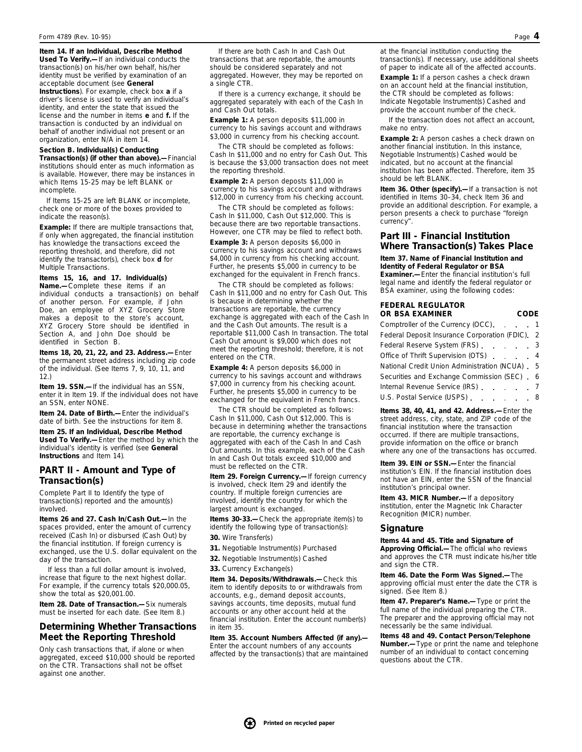**Item 14. If an Individual, Describe Method Used To Verify.—** If an individual conducts the transaction(s) on his/her own behalf, his/her identity must be verified by examination of an acceptable document (see **General Instructions**). For example, check box **a** if a driver's license is used to verify an individual's identity, and enter the state that issued the license and the number in items **e** and **f.** If the transaction is conducted by an individual on behalf of another individual not present or an organization, enter N/A in item 14.

**Section B. Individual(s) Conducting Transaction(s) (if other than above).—** Financial institutions should enter as much information as is available. However, there may be instances in which Items 15-25 may be left BLANK or incomplete.

If Items 15-25 are left BLANK or incomplete, check one or more of the boxes provided to indicate the reason(s).

**Example:** If there are multiple transactions that, if only when aggregated, the financial institution has knowledge the transactions exceed the reporting threshold, and therefore, did not identify the transactor(s), check box **d** for Multiple Transactions.

**Items 15, 16, and 17. Individual(s) Name.—** Complete these items if an individual conducts a transaction(s) on behalf of another person. For example, if John Doe, an employee of XYZ Grocery Store makes a deposit to the store's account, XYZ Grocery Store should be identified in Section A, and John Doe should be identified in Section B.

**Items 18, 20, 21, 22, and 23. Address.—** Enter the permanent street address including zip code of the individual. (See Items 7, 9, 10, 11, and 12.)

**Item 19. SSN.—** If the individual has an SSN, enter it in Item 19. If the individual does not have an SSN, enter NONE.

**Item 24. Date of Birth.—** Enter the individual's date of birth. See the instructions for item 8.

**Item 25. If an Individual, Describe Method Used To Verify.—** Enter the method by which the individual's identity is verified (see **General Instructions** and Item 14).

## PART II - Amount and Type of Transaction(s)

Complete Part II to Identify the type of transaction(s) reported and the amount(s) involved.

**Items 26 and 27. Cash In/Cash Out.—** In the spaces provided, enter the amount of currency received (Cash In) or disbursed (Cash Out) by the financial institution. If foreign currency is exchanged, use the U.S. dollar equivalent on the day of the transaction.

If less than a full dollar amount is involved, increase that figure to the next highest dollar. For example, if the currency totals $20,000.05, show the total as $20,001.00.

**Item 28. Date of Transaction.—** Six numerals must be inserted for each date. (See Item 8.)

## Determining Whether Transactions Meet the Reporting Threshold

Only cash transactions that, if alone or when aggregated, exceed $10,000 should be reported on the CTR. Transactions shall not be offset against one another.

If there are both Cash In and Cash Out transactions that are reportable, the amounts should be considered separately and not aggregated. However, they may be reported on a single CTR.

If there is a currency exchange, it should be aggregated separately with each of the Cash In and Cash Out totals.

**Example 1:** A person deposits $11,000 in currency to his savings account and withdraws $3,000 in currency from his checking account.

The CTR should be completed as follows: Cash In $11,000 and no entry for Cash Out. This is because the $3,000 transaction does not meet the reporting threshold.

**Example 2:** A person deposts $11,000 in currency to his savings account and withdraws $12,000 in currency from his checking account.

The CTR should be completed as follows: Cash In $11,000, Cash Out $12,000. This is because there are two reportable transactions. However, one CTR may be filed to reflect both.

**Example 3:** A person deposits $6,000 in currency to his savings account and withdraws $4,000 in currency from his checking account. Further, he presents $5,000 in currency to be exchanged for the equivalent in French francs.

The CTR should be completed as follows: Cash In $11,000 and no entry for Cash Out. This is because in determining whether the transactions are reportable, the currency exchange is aggregated with each of the Cash In and the Cash Out amounts. The result is a reportable $11,000 Cash In transaction. The total Cash Out amount is $9,000 which does not meet the reporting threshold; therefore, it is not entered on the CTR.

**Example 4:** A person deposits $6,000 in currency to his savings account and withdraws $7,000 in currency from his checking acount. Further, he presents $5,000 in currency to be exchanged for the equivalent in French francs.

The CTR should be completed as follows: Cash In $11,000, Cash Out $12,000. This is because in determining whether the transactions are reportable, the currency exchange is aggregated with each of the Cash In and Cash Out amounts. In this example, each of the Cash In and Cash Out totals exceed $10,000 and must be reflected on the CTR.

**Item 29. Foreign Currency.—** If foreign currency is involved, check Item 29 and identify the country. If multiple foreign currencies are involved, identify the country for which the largest amount is exchanged.

**Items 30-33.—** Check the appropriate item(s) to identify the following type of transaction(s):

**30.** Wire Transfer(s)

**31.** Negotiable Instrument(s) Purchased

**32.** Negotiable Instrument(s) Cashed

**33.** Currency Exchange(s)

**Item 34. Deposits/Withdrawals.—** Check this item to identify deposits to or withdrawals from accounts, e.g., demand deposit accounts, savings accounts, time deposits, mutual fund accounts or any other account held at the financial institution. Enter the account number(s) in item 35.

**Item 35. Account Numbers Affected (if any).—** Enter the account numbers of any accounts affected by the transaction(s) that are maintained at the financial institution conducting the transaction(s). If necessary, use additional sheets of paper to indicate all of the affected accounts.

**Example 1:** If a person cashes a check drawn on an account held at the financial institution, the CTR should be completed as follows: Indicate Negotiable Instrument(s) Cashed and provide the account number of the check.

If the transaction does not affect an account, make no entry.

**Example 2:** A person cashes a check drawn on another financial institution. In this instance, Negotiable Instrument(s) Cashed would be indicated, but no account at the financial institution has been affected. Therefore, item 35 should be left BLANK.

**Item 36. Other (specify).—** If a transaction is not identified in Items 30–34, check Item 36 and provide an additional description. For example, a person presents a check to purchase "foreign currency".

## Part III - Financial Institution Where Transaction(s) Takes Place

**Item 37. Name of Financial Institution and Identity of Federal Regulator or BSA Examiner.—** Enter the financial institution's full legal name and identify the federal regulator or BSA examiner, using the following codes:

| FEDERAL REGULATOR OR BSA EXAMINER | CODE |
|---|---|
| Comptroller of the Currency (OCC) | 1 |
| Federal Deposit Insurance Corporation (FDIC) | 2 |
| Federal Reserve System (FRS) | 3 |
| Office of Thrift Supervision (OTS) | 4 |
| National Credit Union Administration (NCUA) | 5 |
| Securities and Exchange Commission (SEC) | 6 |
| Internal Revenue Service (IRS) | 7 |
| U.S. Postal Service (USPS) | 8 |

**Items 38, 40, 41, and 42. Address.—** Enter the street address, city, state, and ZIP code of the financial institution where the transaction occurred. If there are multiple transactions, provide information on the office or branch where any one of the transactions has occurred.

**Item 39. EIN or SSN.—** Enter the financial institution's EIN. If the financial institution does not have an EIN, enter the SSN of the financial institution's principal owner.

**Item 43. MICR Number.—** If a depository institution, enter the Magnetic Ink Character Recognition (MICR) number.

## Signature

**Items 44 and 45. Title and Signature of Approving Official.—** The official who reviews and approves the CTR must indicate his/her title and sign the CTR.

**Item 46. Date the Form Was Signed.—** The approving official must enter the date the CTR is signed. (See Item 8.)

**Item 47. Preparer's Name.—** Type or print the full name of the individual preparing the CTR. The preparer and the approving official may not necessarily be the same individual.

**Items 48 and 49. Contact Person/Telephone Number.—** Type or print the name and telephone number of an individual to contact concerning questions about the CTR.

Printed on recycled paper